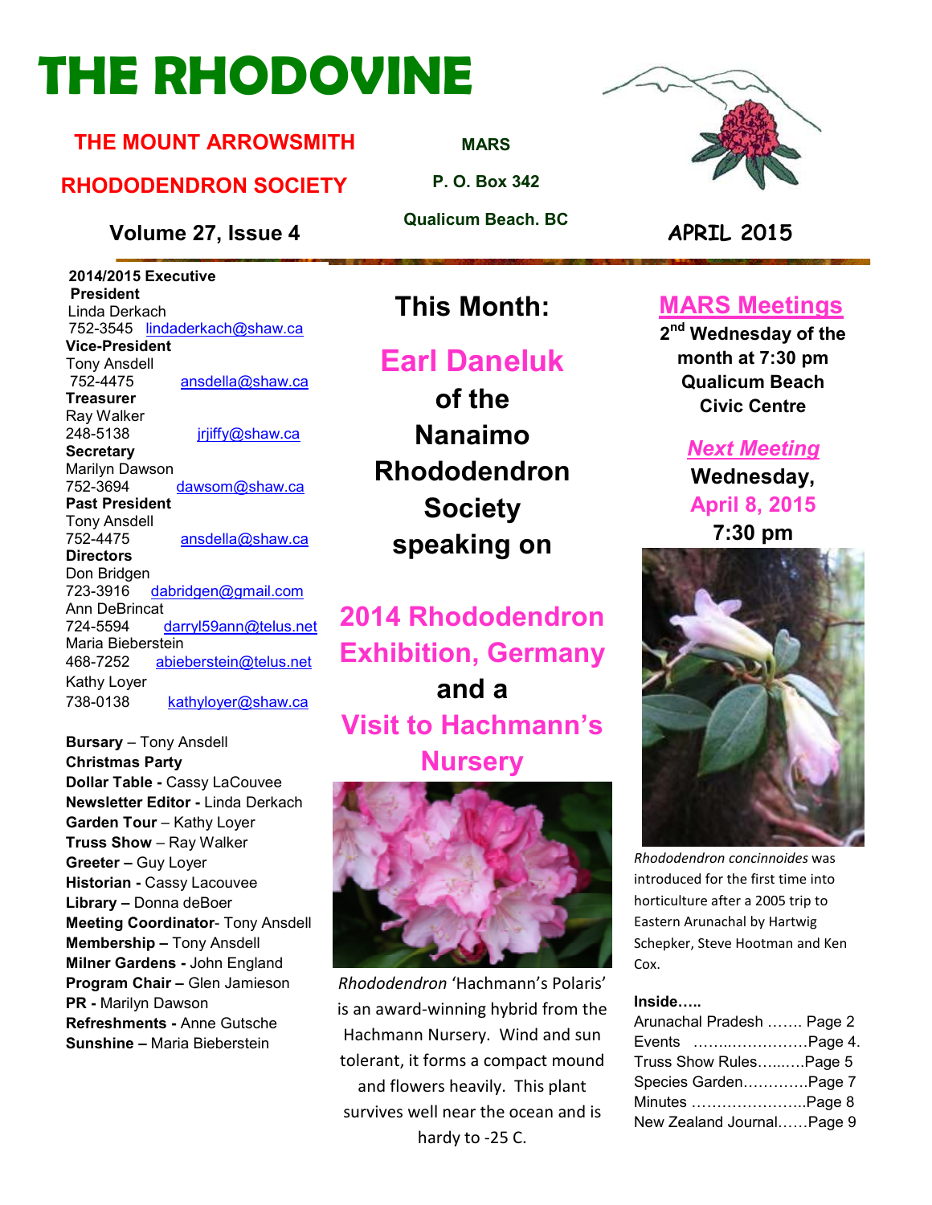# THE RHODOVINE

**THE MOUNT ARROWSMITH RHODODENDRON SOCIETY**

**MARS**
**P. O. Box 342**
**Qualicum Beach. BC**

**Volume 27, Issue 4** **APRIL 2015**

**2014/2015 Executive**

**President**
Linda Derkach
752-3545 lindaderkach@shaw.ca

**Vice-President**
Tony Ansdell
752-4475 ansdella@shaw.ca

**Treasurer**
Ray Walker
248-5138 jrjiffy@shaw.ca

**Secretary**
Marilyn Dawson
752-3694 dawsom@shaw.ca

**Past President**
Tony Ansdell
752-4475 ansdella@shaw.ca

**Directors**
Don Bridgen
723-3916 dabridgen@gmail.com
Ann DeBrincat
724-5594 darryl59ann@telus.net
Maria Bieberstein
468-7252 abieberstein@telus.net
Kathy Loyer
738-0138 kathyloyer@shaw.ca

**Bursary** – Tony Ansdell
**Christmas Party**
**Dollar Table -** Cassy LaCouvee
**Newsletter Editor -** Linda Derkach
**Garden Tour** – Kathy Loyer
**Truss Show** – Ray Walker
**Greeter –** Guy Loyer
**Historian -** Cassy Lacouvee
**Library –** Donna deBoer
**Meeting Coordinator**- Tony Ansdell
**Membership –** Tony Ansdell
**Milner Gardens -** John England
**Program Chair –** Glen Jamieson
**PR -** Marilyn Dawson
**Refreshments -** Anne Gutsche
**Sunshine –** Maria Bieberstein

## This Month:

**Earl Daneluk of the Nanaimo Rhododendron Society speaking on**

**2014 Rhododendron Exhibition, Germany and a Visit to Hachmann's Nursery**

*Rhododendron* 'Hachmann's Polaris' is an award-winning hybrid from the Hachmann Nursery. Wind and sun tolerant, it forms a compact mound and flowers heavily. This plant survives well near the ocean and is hardy to -25 C.

## MARS Meetings

**2nd Wednesday of the month at 7:30 pm Qualicum Beach Civic Centre**

***Next Meeting***
**Wednesday, April 8, 2015 7:30 pm**

*Rhododendron concinnoides* was introduced for the first time into horticulture after a 2005 trip to Eastern Arunachal by Hartwig Schepker, Steve Hootman and Ken Cox.

**Inside…..**
Arunachal Pradesh ……. Page 2
Events ……..…………….Page 4.
Truss Show Rules…..….Page 5
Species Garden………….Page 7
Minutes …………………..Page 8
New Zealand Journal……Page 9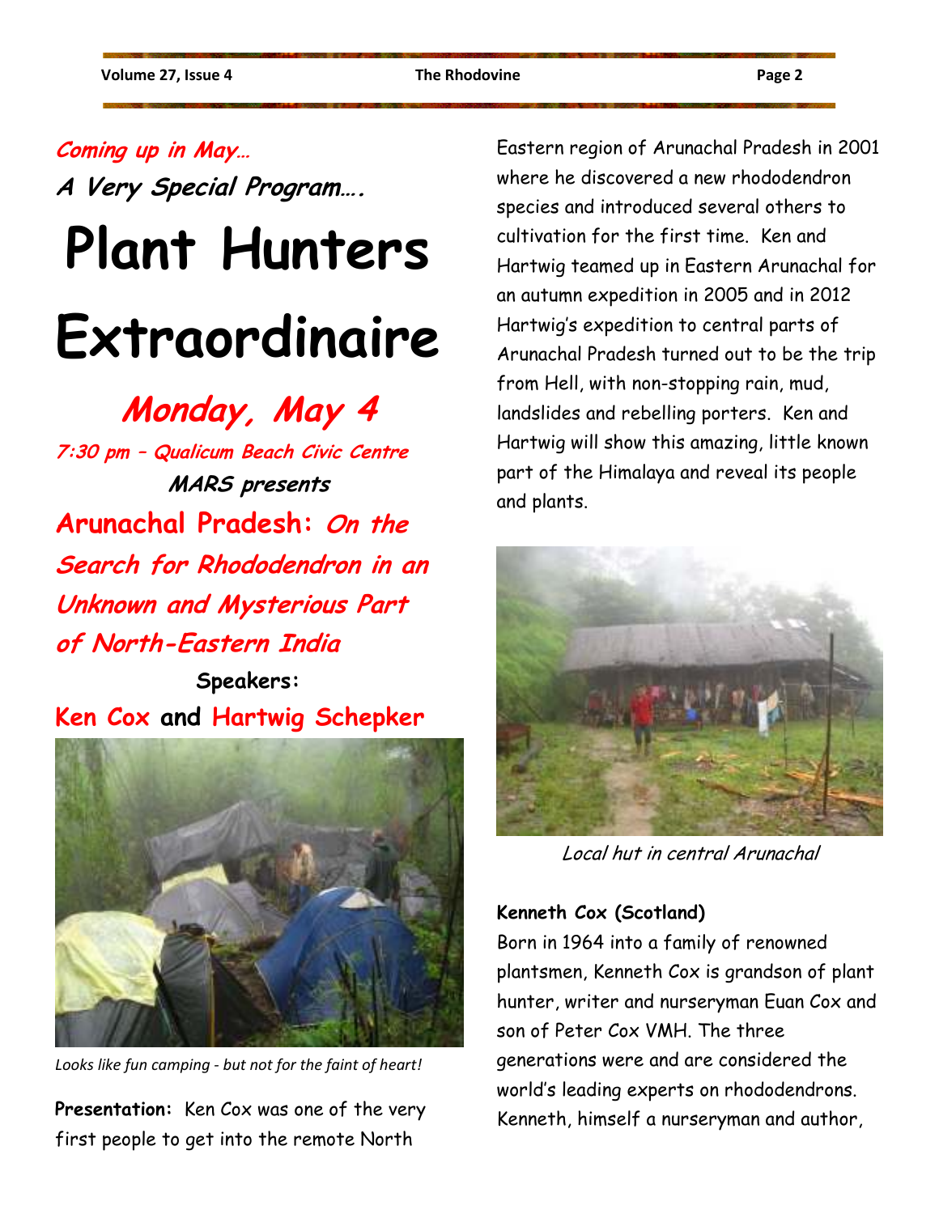*Coming up in May…*

***A Very Special Program….***

# Plant Hunters Extraordinaire

## *Monday, May 4*

***7:30 pm – Qualicum Beach Civic Centre***

***MARS presents***

## Arunachal Pradesh: *On the Search for Rhododendron in an Unknown and Mysterious Part of North-Eastern India*

**Speakers:**

**Ken Cox and Hartwig Schepker**

*Looks like fun camping - but not for the faint of heart!*

**Presentation:** Ken Cox was one of the very first people to get into the remote North Eastern region of Arunachal Pradesh in 2001 where he discovered a new rhododendron species and introduced several others to cultivation for the first time. Ken and Hartwig teamed up in Eastern Arunachal for an autumn expedition in 2005 and in 2012 Hartwig's expedition to central parts of Arunachal Pradesh turned out to be the trip from Hell, with non-stopping rain, mud, landslides and rebelling porters. Ken and Hartwig will show this amazing, little known part of the Himalaya and reveal its people and plants.

*Local hut in central Arunachal*

**Kenneth Cox (Scotland)**

Born in 1964 into a family of renowned plantsmen, Kenneth Cox is grandson of plant hunter, writer and nurseryman Euan Cox and son of Peter Cox VMH. The three generations were and are considered the world's leading experts on rhododendrons. Kenneth, himself a nurseryman and author,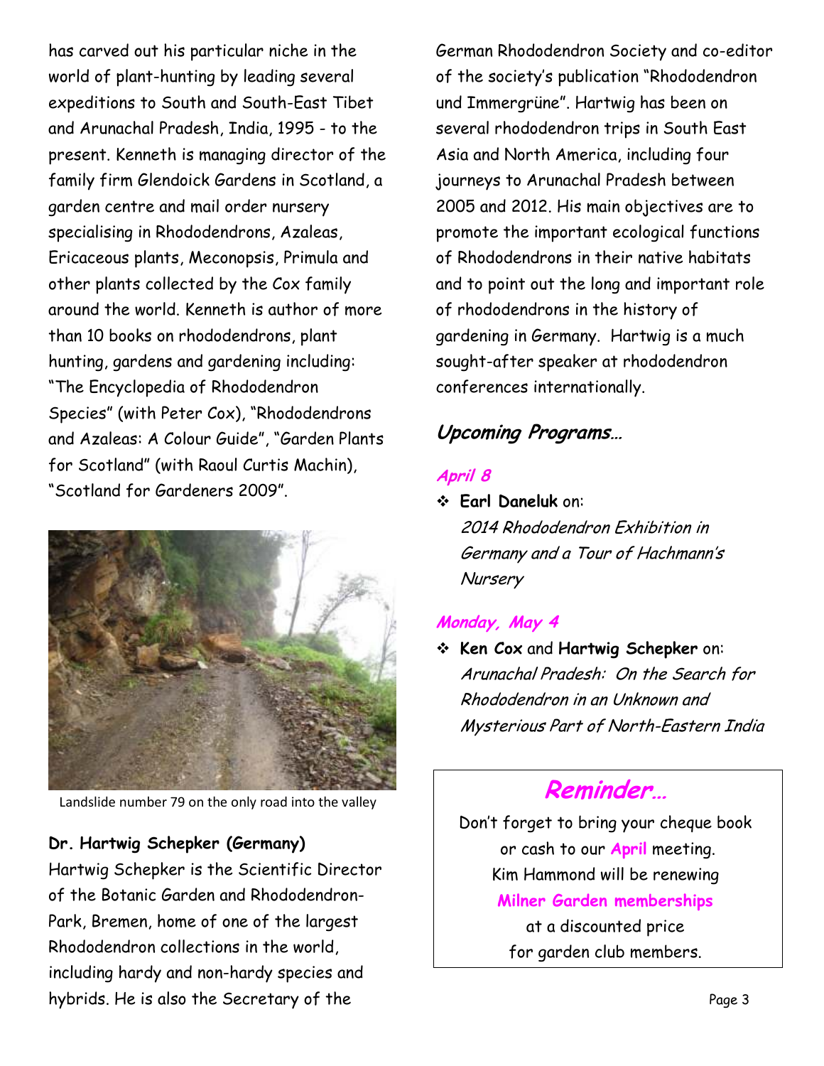has carved out his particular niche in the world of plant-hunting by leading several expeditions to South and South-East Tibet and Arunachal Pradesh, India, 1995 - to the present. Kenneth is managing director of the family firm Glendoick Gardens in Scotland, a garden centre and mail order nursery specialising in Rhododendrons, Azaleas, Ericaceous plants, Meconopsis, Primula and other plants collected by the Cox family around the world. Kenneth is author of more than 10 books on rhododendrons, plant hunting, gardens and gardening including: "The Encyclopedia of Rhododendron Species" (with Peter Cox), "Rhododendrons and Azaleas: A Colour Guide", "Garden Plants for Scotland" (with Raoul Curtis Machin), "Scotland for Gardeners 2009".

Landslide number 79 on the only road into the valley

**Dr. Hartwig Schepker (Germany)**

Hartwig Schepker is the Scientific Director of the Botanic Garden and Rhododendron-Park, Bremen, home of one of the largest Rhododendron collections in the world, including hardy and non-hardy species and hybrids. He is also the Secretary of the German Rhododendron Society and co-editor of the society's publication "Rhododendron und Immergrüne". Hartwig has been on several rhododendron trips in South East Asia and North America, including four journeys to Arunachal Pradesh between 2005 and 2012. His main objectives are to promote the important ecological functions of Rhododendrons in their native habitats and to point out the long and important role of rhododendrons in the history of gardening in Germany. Hartwig is a much sought-after speaker at rhododendron conferences internationally.

## Upcoming Programs…

### April 8

- **Earl Daneluk** on:
  *2014 Rhododendron Exhibition in Germany and a Tour of Hachmann's Nursery*

### Monday, May 4

- **Ken Cox** and **Hartwig Schepker** on:
  *Arunachal Pradesh: On the Search for Rhododendron in an Unknown and Mysterious Part of North-Eastern India*

## Reminder…

Don't forget to bring your cheque book or cash to our **April** meeting. Kim Hammond will be renewing **Milner Garden memberships** at a discounted price for garden club members.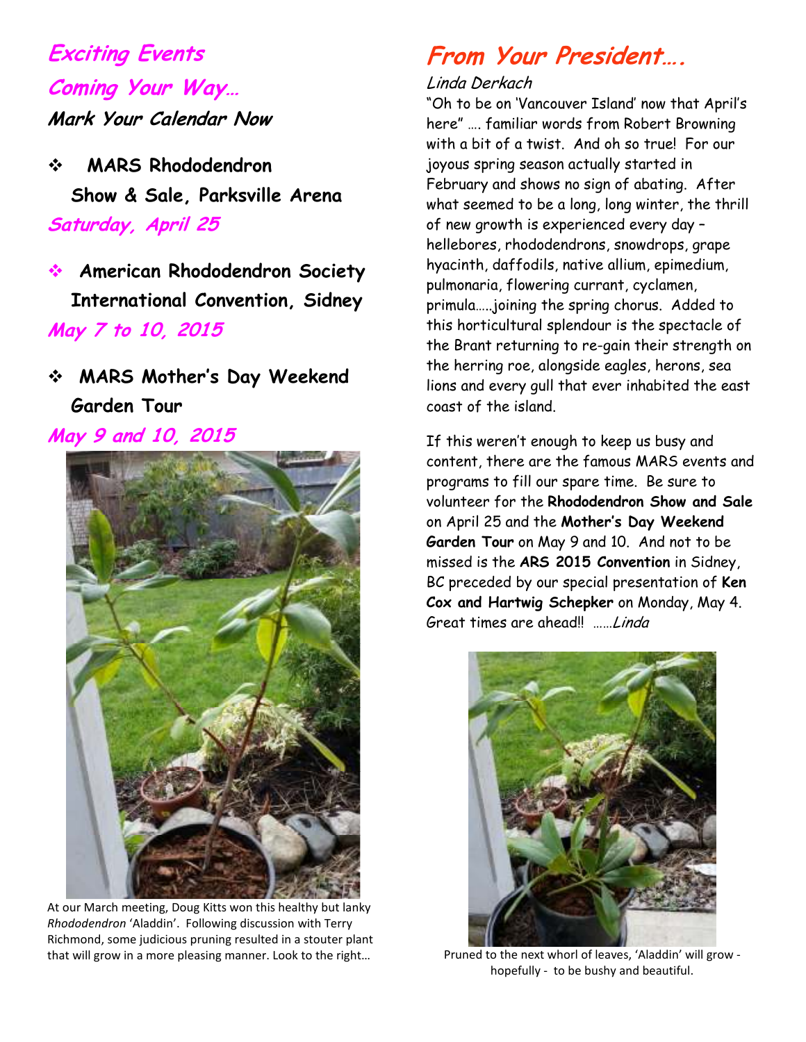## Exciting Events Coming Your Way…

### Mark Your Calendar Now

- **MARS Rhododendron Show & Sale, Parksville Arena**
  *Saturday, April 25*
- **American Rhododendron Society International Convention, Sidney**
  *May 7 to 10, 2015*
- **MARS Mother's Day Weekend Garden Tour**
  *May 9 and 10, 2015*

At our March meeting, Doug Kitts won this healthy but lanky *Rhododendron* 'Aladdin'. Following discussion with Terry Richmond, some judicious pruning resulted in a stouter plant that will grow in a more pleasing manner. Look to the right…

## From Your President….

*Linda Derkach*

"Oh to be on 'Vancouver Island' now that April's here" …. familiar words from Robert Browning with a bit of a twist. And oh so true! For our joyous spring season actually started in February and shows no sign of abating. After what seemed to be a long, long winter, the thrill of new growth is experienced every day – hellebores, rhododendrons, snowdrops, grape hyacinth, daffodils, native allium, epimedium, pulmonaria, flowering currant, cyclamen, primula…..joining the spring chorus. Added to this horticultural splendour is the spectacle of the Brant returning to re-gain their strength on the herring roe, alongside eagles, herons, sea lions and every gull that ever inhabited the east coast of the island.

If this weren't enough to keep us busy and content, there are the famous MARS events and programs to fill our spare time. Be sure to volunteer for the **Rhododendron Show and Sale** on April 25 and the **Mother's Day Weekend Garden Tour** on May 9 and 10. And not to be missed is the **ARS 2015 Convention** in Sidney, BC preceded by our special presentation of **Ken Cox and Hartwig Schepker** on Monday, May 4. Great times are ahead!! ……*Linda*

Pruned to the next whorl of leaves, 'Aladdin' will grow - hopefully - to be bushy and beautiful.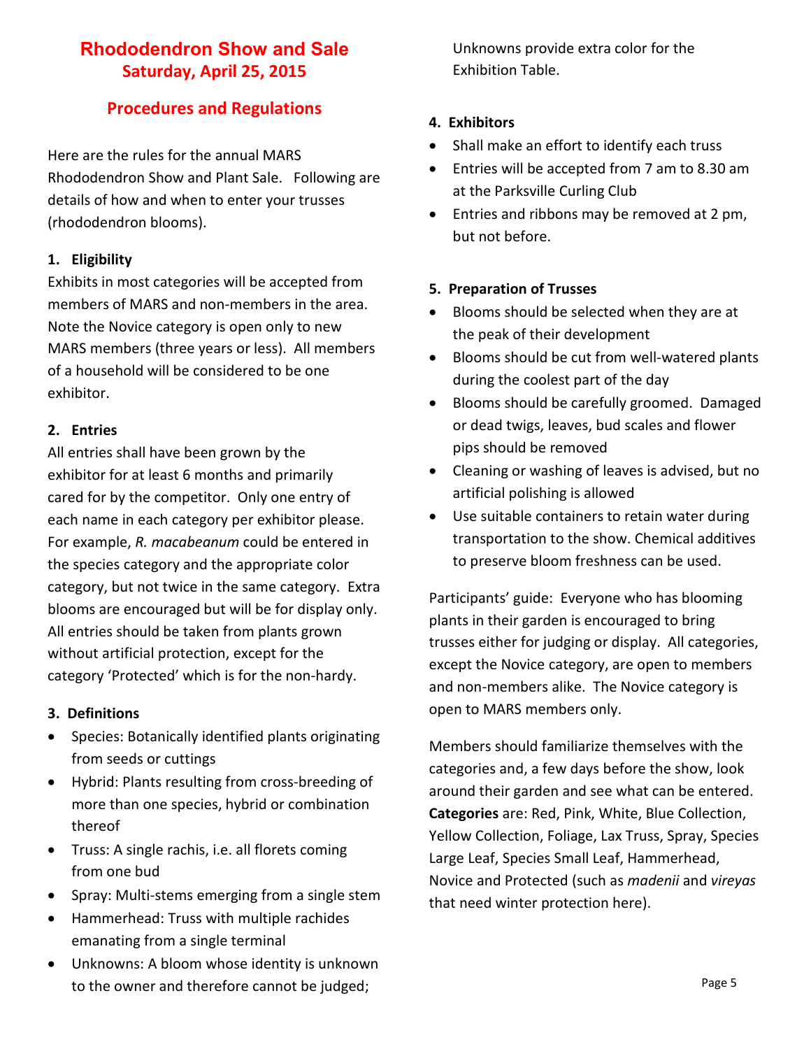# Rhododendron Show and Sale

## Saturday, April 25, 2015

## Procedures and Regulations

Here are the rules for the annual MARS Rhododendron Show and Plant Sale. Following are details of how and when to enter your trusses (rhododendron blooms).

### 1. Eligibility

Exhibits in most categories will be accepted from members of MARS and non-members in the area. Note the Novice category is open only to new MARS members (three years or less). All members of a household will be considered to be one exhibitor.

### 2. Entries

All entries shall have been grown by the exhibitor for at least 6 months and primarily cared for by the competitor. Only one entry of each name in each category per exhibitor please. For example, *R. macabeanum* could be entered in the species category and the appropriate color category, but not twice in the same category. Extra blooms are encouraged but will be for display only. All entries should be taken from plants grown without artificial protection, except for the category 'Protected' which is for the non-hardy.

### 3. Definitions

- Species: Botanically identified plants originating from seeds or cuttings
- Hybrid: Plants resulting from cross-breeding of more than one species, hybrid or combination thereof
- Truss: A single rachis, i.e. all florets coming from one bud
- Spray: Multi-stems emerging from a single stem
- Hammerhead: Truss with multiple rachides emanating from a single terminal
- Unknowns: A bloom whose identity is unknown to the owner and therefore cannot be judged; Unknowns provide extra color for the Exhibition Table.

### 4. Exhibitors

- Shall make an effort to identify each truss
- Entries will be accepted from 7 am to 8.30 am at the Parksville Curling Club
- Entries and ribbons may be removed at 2 pm, but not before.

### 5. Preparation of Trusses

- Blooms should be selected when they are at the peak of their development
- Blooms should be cut from well-watered plants during the coolest part of the day
- Blooms should be carefully groomed. Damaged or dead twigs, leaves, bud scales and flower pips should be removed
- Cleaning or washing of leaves is advised, but no artificial polishing is allowed
- Use suitable containers to retain water during transportation to the show. Chemical additives to preserve bloom freshness can be used.

Participants' guide: Everyone who has blooming plants in their garden is encouraged to bring trusses either for judging or display. All categories, except the Novice category, are open to members and non-members alike. The Novice category is open to MARS members only.

Members should familiarize themselves with the categories and, a few days before the show, look around their garden and see what can be entered. **Categories** are: Red, Pink, White, Blue Collection, Yellow Collection, Foliage, Lax Truss, Spray, Species Large Leaf, Species Small Leaf, Hammerhead, Novice and Protected (such as *madenii* and *vireyas* that need winter protection here).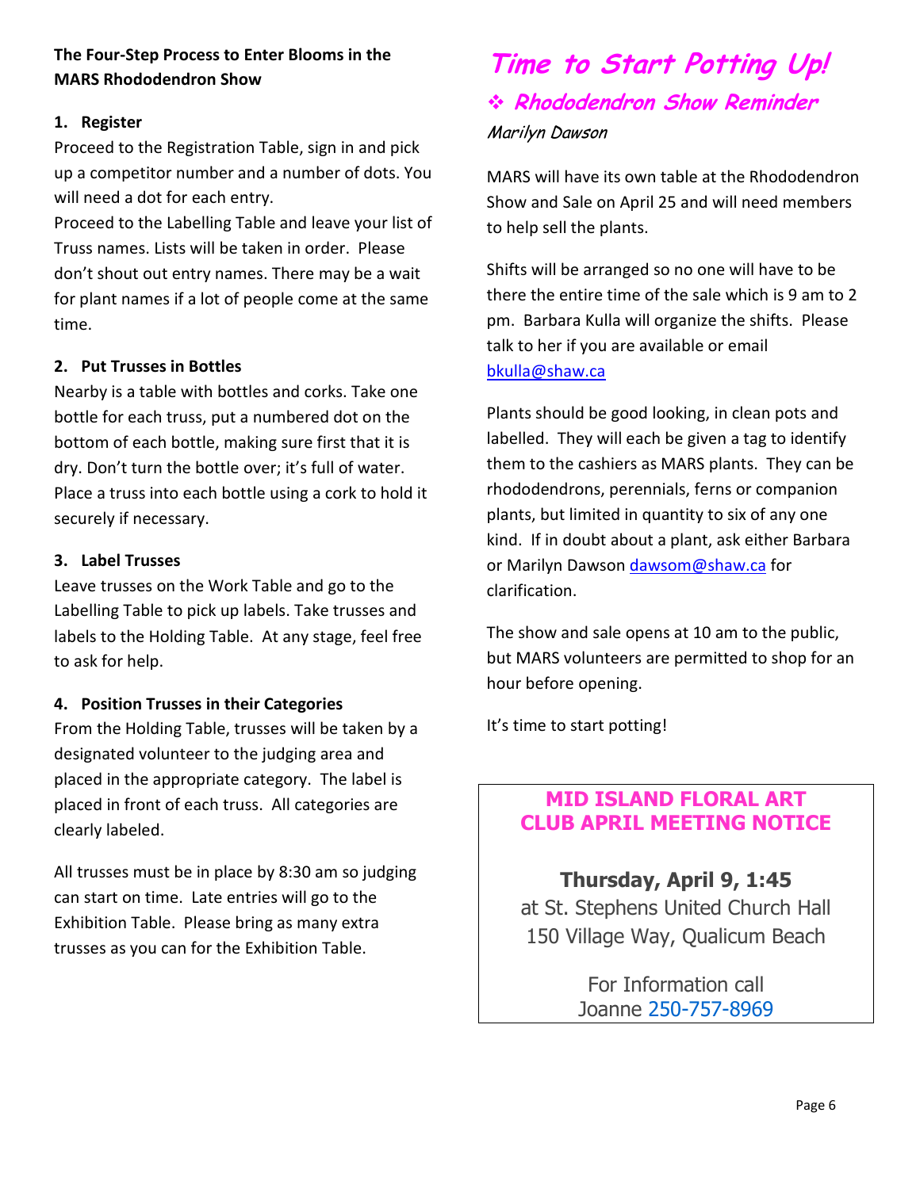**The Four-Step Process to Enter Blooms in the MARS Rhododendron Show**

1. **Register**

Proceed to the Registration Table, sign in and pick up a competitor number and a number of dots. You will need a dot for each entry.

Proceed to the Labelling Table and leave your list of Truss names. Lists will be taken in order. Please don't shout out entry names. There may be a wait for plant names if a lot of people come at the same time.

2. **Put Trusses in Bottles**

Nearby is a table with bottles and corks. Take one bottle for each truss, put a numbered dot on the bottom of each bottle, making sure first that it is dry. Don't turn the bottle over; it's full of water. Place a truss into each bottle using a cork to hold it securely if necessary.

3. **Label Trusses**

Leave trusses on the Work Table and go to the Labelling Table to pick up labels. Take trusses and labels to the Holding Table. At any stage, feel free to ask for help.

4. **Position Trusses in their Categories**

From the Holding Table, trusses will be taken by a designated volunteer to the judging area and placed in the appropriate category. The label is placed in front of each truss. All categories are clearly labeled.

All trusses must be in place by 8:30 am so judging can start on time. Late entries will go to the Exhibition Table. Please bring as many extra trusses as you can for the Exhibition Table.

# Time to Start Potting Up!

## ❖ Rhododendron Show Reminder

*Marilyn Dawson*

MARS will have its own table at the Rhododendron Show and Sale on April 25 and will need members to help sell the plants.

Shifts will be arranged so no one will have to be there the entire time of the sale which is 9 am to 2 pm. Barbara Kulla will organize the shifts. Please talk to her if you are available or email bkulla@shaw.ca

Plants should be good looking, in clean pots and labelled. They will each be given a tag to identify them to the cashiers as MARS plants. They can be rhododendrons, perennials, ferns or companion plants, but limited in quantity to six of any one kind. If in doubt about a plant, ask either Barbara or Marilyn Dawson dawsom@shaw.ca for clarification.

The show and sale opens at 10 am to the public, but MARS volunteers are permitted to shop for an hour before opening.

It's time to start potting!

## MID ISLAND FLORAL ART CLUB APRIL MEETING NOTICE

**Thursday, April 9, 1:45**
at St. Stephens United Church Hall
150 Village Way, Qualicum Beach

For Information call
Joanne 250-757-8969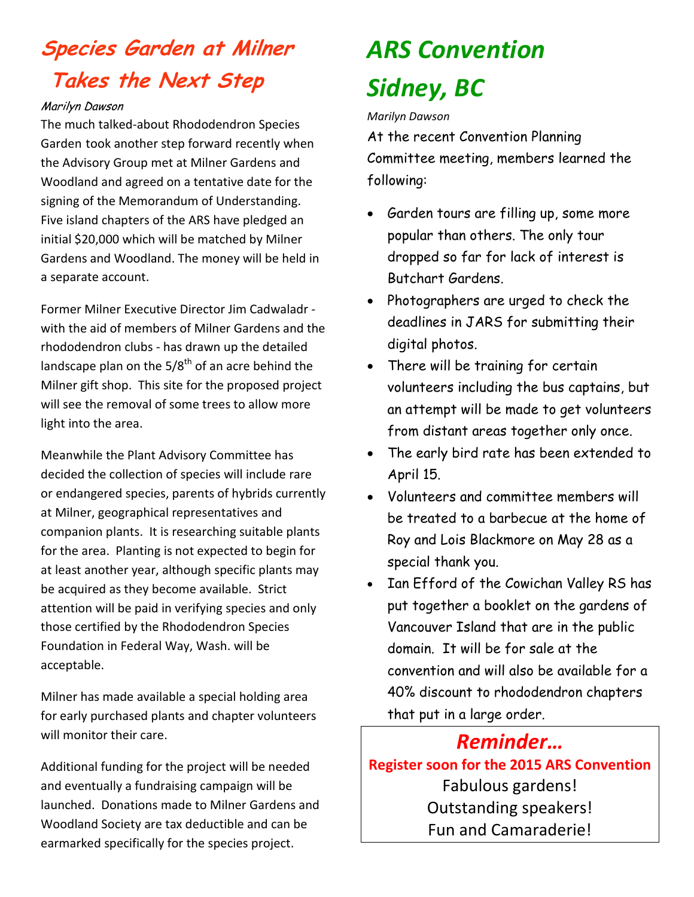# Species Garden at Milner Takes the Next Step

*Marilyn Dawson*

The much talked-about Rhododendron Species Garden took another step forward recently when the Advisory Group met at Milner Gardens and Woodland and agreed on a tentative date for the signing of the Memorandum of Understanding. Five island chapters of the ARS have pledged an initial $20,000 which will be matched by Milner Gardens and Woodland. The money will be held in a separate account.

Former Milner Executive Director Jim Cadwaladr - with the aid of members of Milner Gardens and the rhododendron clubs - has drawn up the detailed landscape plan on the 5/8th of an acre behind the Milner gift shop. This site for the proposed project will see the removal of some trees to allow more light into the area.

Meanwhile the Plant Advisory Committee has decided the collection of species will include rare or endangered species, parents of hybrids currently at Milner, geographical representatives and companion plants. It is researching suitable plants for the area. Planting is not expected to begin for at least another year, although specific plants may be acquired as they become available. Strict attention will be paid in verifying species and only those certified by the Rhododendron Species Foundation in Federal Way, Wash. will be acceptable.

Milner has made available a special holding area for early purchased plants and chapter volunteers will monitor their care.

Additional funding for the project will be needed and eventually a fundraising campaign will be launched. Donations made to Milner Gardens and Woodland Society are tax deductible and can be earmarked specifically for the species project.

# ARS Convention Sidney, BC

*Marilyn Dawson*

At the recent Convention Planning Committee meeting, members learned the following:

- Garden tours are filling up, some more popular than others. The only tour dropped so far for lack of interest is Butchart Gardens.
- Photographers are urged to check the deadlines in JARS for submitting their digital photos.
- There will be training for certain volunteers including the bus captains, but an attempt will be made to get volunteers from distant areas together only once.
- The early bird rate has been extended to April 15.
- Volunteers and committee members will be treated to a barbecue at the home of Roy and Lois Blackmore on May 28 as a special thank you.
- Ian Efford of the Cowichan Valley RS has put together a booklet on the gardens of Vancouver Island that are in the public domain. It will be for sale at the convention and will also be available for a 40% discount to rhododendron chapters that put in a large order.

## *Reminder…*

**Register soon for the 2015 ARS Convention**

Fabulous gardens!
Outstanding speakers!
Fun and Camaraderie!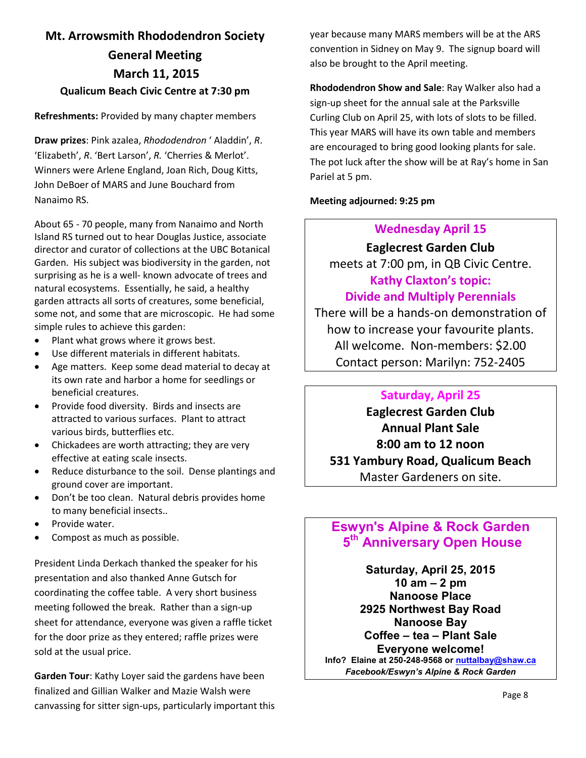## Mt. Arrowsmith Rhododendron Society General Meeting March 11, 2015

### Qualicum Beach Civic Centre at 7:30 pm

**Refreshments:** Provided by many chapter members

**Draw prizes**: Pink azalea, *Rhododendron* ' Aladdin', *R*. 'Elizabeth', *R*. 'Bert Larson', *R.* 'Cherries & Merlot'. Winners were Arlene England, Joan Rich, Doug Kitts, John DeBoer of MARS and June Bouchard from Nanaimo RS.

About 65 - 70 people, many from Nanaimo and North Island RS turned out to hear Douglas Justice, associate director and curator of collections at the UBC Botanical Garden. His subject was biodiversity in the garden, not surprising as he is a well- known advocate of trees and natural ecosystems. Essentially, he said, a healthy garden attracts all sorts of creatures, some beneficial, some not, and some that are microscopic. He had some simple rules to achieve this garden:

- Plant what grows where it grows best.
- Use different materials in different habitats.
- Age matters. Keep some dead material to decay at its own rate and harbor a home for seedlings or beneficial creatures.
- Provide food diversity. Birds and insects are attracted to various surfaces. Plant to attract various birds, butterflies etc.
- Chickadees are worth attracting; they are very effective at eating scale insects.
- Reduce disturbance to the soil. Dense plantings and ground cover are important.
- Don't be too clean. Natural debris provides home to many beneficial insects..
- Provide water.
- Compost as much as possible.

President Linda Derkach thanked the speaker for his presentation and also thanked Anne Gutsch for coordinating the coffee table. A very short business meeting followed the break. Rather than a sign-up sheet for attendance, everyone was given a raffle ticket for the door prize as they entered; raffle prizes were sold at the usual price.

**Garden Tour**: Kathy Loyer said the gardens have been finalized and Gillian Walker and Mazie Walsh were canvassing for sitter sign-ups, particularly important this year because many MARS members will be at the ARS convention in Sidney on May 9. The signup board will also be brought to the April meeting.

**Rhododendron Show and Sale**: Ray Walker also had a sign-up sheet for the annual sale at the Parksville Curling Club on April 25, with lots of slots to be filled. This year MARS will have its own table and members are encouraged to bring good looking plants for sale. The pot luck after the show will be at Ray's home in San Pariel at 5 pm.

**Meeting adjourned: 9:25 pm**

---

**Wednesday April 15**

**Eaglecrest Garden Club**

meets at 7:00 pm, in QB Civic Centre.

**Kathy Claxton's topic:**

**Divide and Multiply Perennials**

There will be a hands-on demonstration of how to increase your favourite plants.

All welcome. Non-members: $2.00

Contact person: Marilyn: 752-2405

---

**Saturday, April 25**

**Eaglecrest Garden Club**

**Annual Plant Sale**

**8:00 am to 12 noon**

**531 Yambury Road, Qualicum Beach**

Master Gardeners on site.

---

**Eswyn's Alpine & Rock Garden**

**5th Anniversary Open House**

**Saturday, April 25, 2015**

**10 am – 2 pm**

**Nanoose Place**

**2925 Northwest Bay Road**

**Nanoose Bay**

**Coffee – tea – Plant Sale**

**Everyone welcome!**

**Info? Elaine at 250-248-9568 or nuttalbay@shaw.ca**

***Facebook/Eswyn's Alpine & Rock Garden***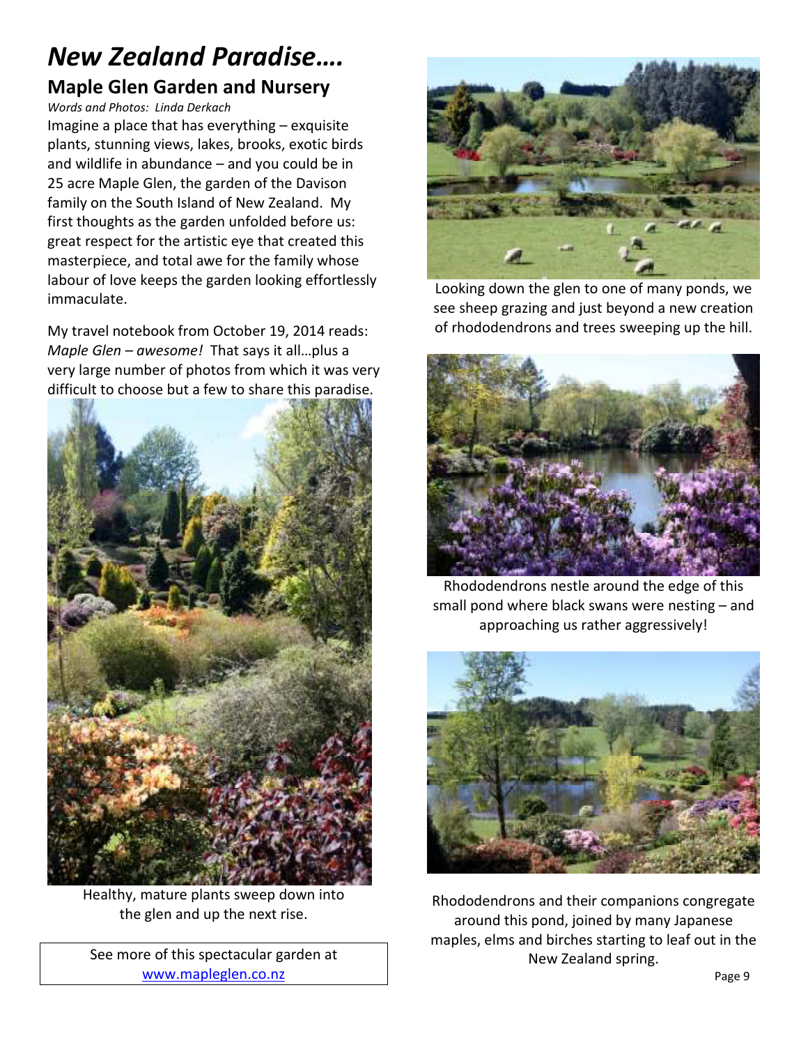# *New Zealand Paradise….*

## Maple Glen Garden and Nursery

*Words and Photos: Linda Derkach*

Imagine a place that has everything – exquisite plants, stunning views, lakes, brooks, exotic birds and wildlife in abundance – and you could be in 25 acre Maple Glen, the garden of the Davison family on the South Island of New Zealand. My first thoughts as the garden unfolded before us: great respect for the artistic eye that created this masterpiece, and total awe for the family whose labour of love keeps the garden looking effortlessly immaculate.

My travel notebook from October 19, 2014 reads: *Maple Glen – awesome!* That says it all…plus a very large number of photos from which it was very difficult to choose but a few to share this paradise.

Healthy, mature plants sweep down into the glen and up the next rise.

See more of this spectacular garden at [www.mapleglen.co.nz](http://www.mapleglen.co.nz)

Looking down the glen to one of many ponds, we see sheep grazing and just beyond a new creation of rhododendrons and trees sweeping up the hill.

Rhododendrons nestle around the edge of this small pond where black swans were nesting – and approaching us rather aggressively!

Rhododendrons and their companions congregate around this pond, joined by many Japanese maples, elms and birches starting to leaf out in the New Zealand spring.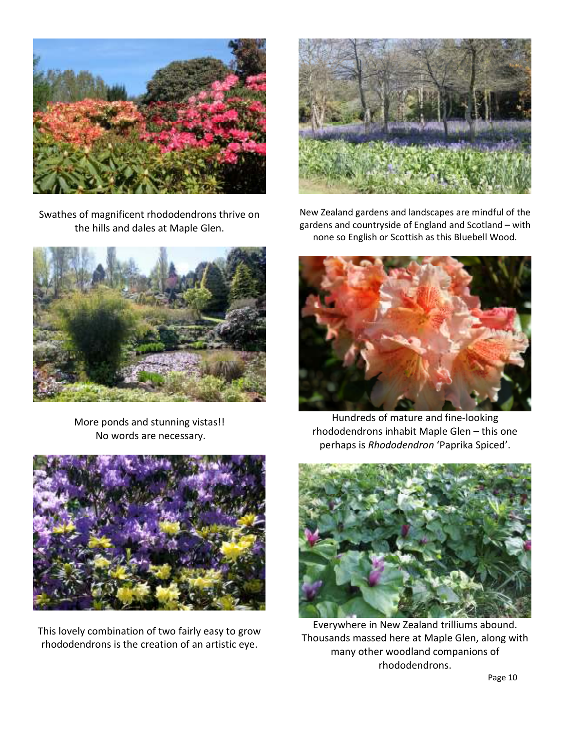Swathes of magnificent rhododendrons thrive on the hills and dales at Maple Glen.

New Zealand gardens and landscapes are mindful of the gardens and countryside of England and Scotland – with none so English or Scottish as this Bluebell Wood.

More ponds and stunning vistas!!
No words are necessary.

Hundreds of mature and fine-looking rhododendrons inhabit Maple Glen – this one perhaps is *Rhododendron* ‘Paprika Spiced’.

This lovely combination of two fairly easy to grow rhododendrons is the creation of an artistic eye.

Everywhere in New Zealand trilliums abound. Thousands massed here at Maple Glen, along with many other woodland companions of rhododendrons.